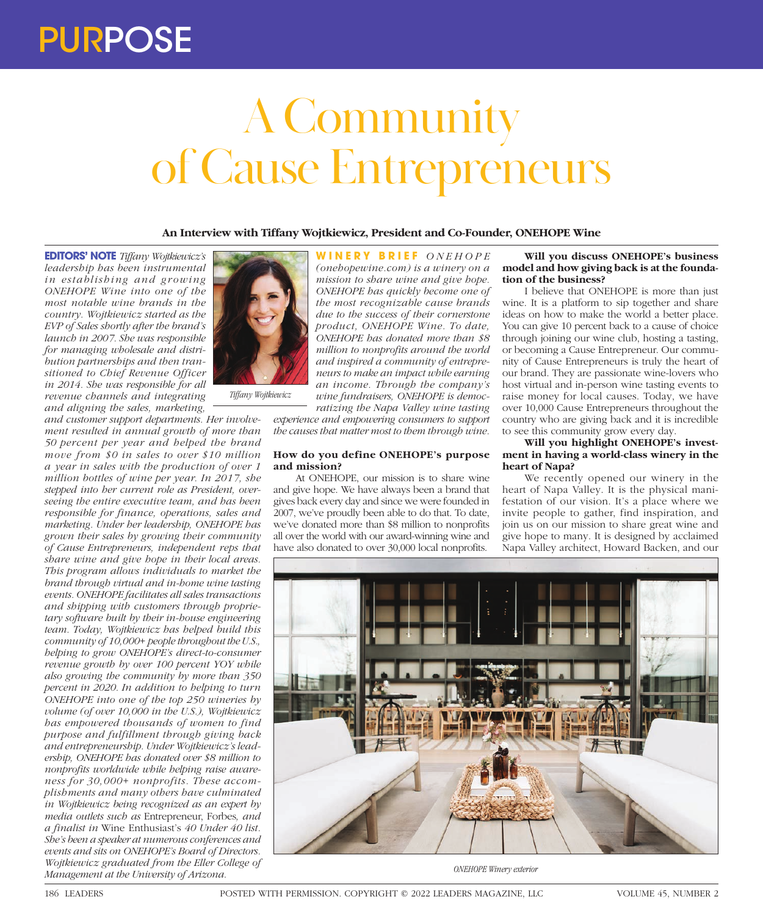# A Community of Cause Entrepreneurs

**An Interview with Tiffany Wojtkiewicz, President and Co-Founder, ONEHOPE Wine**

**EDITORS' NOTE** *Tiffany Wojtkiewicz's leadership has been instrumental in establishing and growing ONEHOPE Wine into one of the most notable wine brands in the country. Wojtkiewicz started as the EVP of Sales shortly after the brand's launch in 2007. She was responsible for managing wholesale and distribution partnerships and then transitioned to Chief Revenue Officer in 2014. She was responsible for all revenue channels and integrating and aligning the sales, marketing, and customer support departments. Her involvement resulted in annual growth of more than 50 percent per year and helped the brand move from $0 in sales to over $10 million a year in sales with the production of over 1 million bottles of wine per year. In 2017, she stepped into her current role as President, overseeing the entire executive team, and has been responsible for finance, operations, sales and marketing. Under her leadership, ONEHOPE has grown their sales by growing their community of Cause Entrepreneurs, independent reps that share wine and give hope in their local areas. This program allows individuals to market the brand through virtual and in-home wine tasting events. ONEHOPE facilitates all sales transactions and shipping with customers through proprietary software built by their in-house engineering team. Today, Wojtkiewicz has helped build this community of 10,000+ people throughout the U.S., helping to grow ONEHOPE's direct-to-consumer revenue growth by over 100 percent YOY while also growing the community by more than 350 percent in 2020. In addition to helping to turn ONEHOPE into one of the top 250 wineries by volume (of over 10,000 in the U.S.), Wojtkiewicz has empowered thousands of women to find purpose and fulfillment through giving back and entrepreneurship. Under Wojtkiewicz's leadership, ONEHOPE has donated over $8 million to nonprofits worldwide while helping raise awareness for 30,000+ nonprofits. These accomplishments and many others have culminated in Wojtkiewicz being recognized as an expert by media outlets such as* Entrepreneur, Forbes, *and a finalist in* Wine Enthusiast's *40 Under 40 list. She's been a speaker at numerous conferences and events and sits on ONEHOPE's Board of Directors. Wojtkiewicz graduated from the Eller College of Management at the University of Arizona.*

Tiffany Wojtkiewicz

**WINERY BRIEF** *ONEHOPE (onehopewine.com) is a winery on a mission to share wine and give hope. ONEHOPE has quickly become one of the most recognizable cause brands due to the success of their cornerstone product, ONEHOPE Wine. To date, ONEHOPE has donated more than $8 million to nonprofits around the world and inspired a community of entrepreneurs to make an impact while earning an income. Through the company's wine fundraisers, ONEHOPE is democratizing the Napa Valley wine tasting experience and empowering consumers to support the causes that matter most to them through wine.*

**How do you define ONEHOPE's purpose and mission?**

At ONEHOPE, our mission is to share wine and give hope. We have always been a brand that gives back every day and since we were founded in 2007, we've proudly been able to do that. To date, we've donated more than $8 million to nonprofits all over the world with our award-winning wine and have also donated to over 30,000 local nonprofits.

**Will you discuss ONEHOPE's business model and how giving back is at the foundation of the business?**

I believe that ONEHOPE is more than just wine. It is a platform to sip together and share ideas on how to make the world a better place. You can give 10 percent back to a cause of choice through joining our wine club, hosting a tasting, or becoming a Cause Entrepreneur. Our community of Cause Entrepreneurs is truly the heart of our brand. They are passionate wine-lovers who host virtual and in-person wine tasting events to raise money for local causes. Today, we have over 10,000 Cause Entrepreneurs throughout the country who are giving back and it is incredible to see this community grow every day.

**Will you highlight ONEHOPE's investment in having a world-class winery in the heart of Napa?**

We recently opened our winery in the heart of Napa Valley. It is the physical manifestation of our vision. It's a place where we invite people to gather, find inspiration, and join us on our mission to share great wine and give hope to many. It is designed by acclaimed Napa Valley architect, Howard Backen, and our

ONEHOPE Winery exterior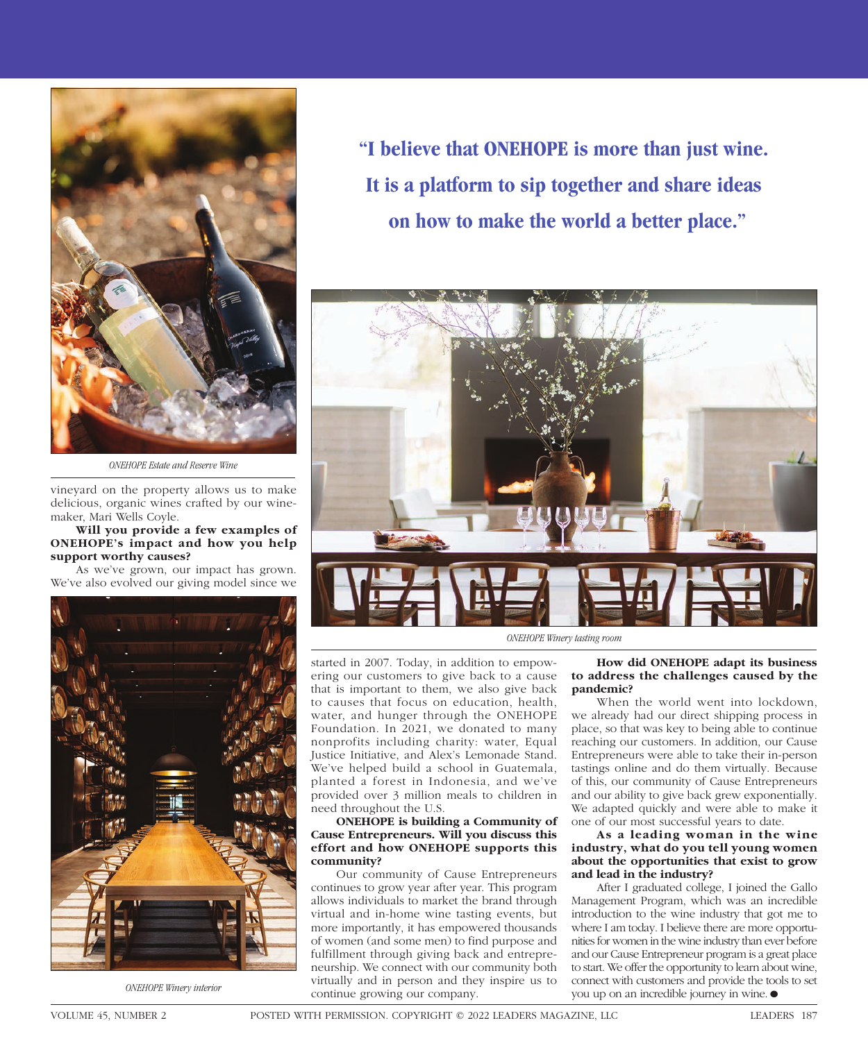ONEHOPE Estate and Reserve Wine

vineyard on the property allows us to make delicious, organic wines crafted by our winemaker, Mari Wells Coyle.

**Will you provide a few examples of ONEHOPE's impact and how you help support worthy causes?**

As we've grown, our impact has grown. We've also evolved our giving model since we started in 2007. Today, in addition to empowering our customers to give back to a cause that is important to them, we also give back to causes that focus on education, health, water, and hunger through the ONEHOPE Foundation. In 2021, we donated to many nonprofits including charity: water, Equal Justice Initiative, and Alex's Lemonade Stand. We've helped build a school in Guatemala, planted a forest in Indonesia, and we've provided over 3 million meals to children in need throughout the U.S.

**"I believe that ONEHOPE is more than just wine. It is a platform to sip together and share ideas on how to make the world a better place."**

ONEHOPE Winery interior

ONEHOPE Winery tasting room

**ONEHOPE is building a Community of Cause Entrepreneurs. Will you discuss this effort and how ONEHOPE supports this community?**

Our community of Cause Entrepreneurs continues to grow year after year. This program allows individuals to market the brand through virtual and in-home wine tasting events, but more importantly, it has empowered thousands of women (and some men) to find purpose and fulfillment through giving back and entrepreneurship. We connect with our community both virtually and in person and they inspire us to continue growing our company.

**How did ONEHOPE adapt its business to address the challenges caused by the pandemic?**

When the world went into lockdown, we already had our direct shipping process in place, so that was key to being able to continue reaching our customers. In addition, our Cause Entrepreneurs were able to take their in-person tastings online and do them virtually. Because of this, our community of Cause Entrepreneurs and our ability to give back grew exponentially. We adapted quickly and were able to make it one of our most successful years to date.

**As a leading woman in the wine industry, what do you tell young women about the opportunities that exist to grow and lead in the industry?**

After I graduated college, I joined the Gallo Management Program, which was an incredible introduction to the wine industry that got me to where I am today. I believe there are more opportunities for women in the wine industry than ever before and our Cause Entrepreneur program is a great place to start. We offer the opportunity to learn about wine, connect with customers and provide the tools to set you up on an incredible journey in wine. ●